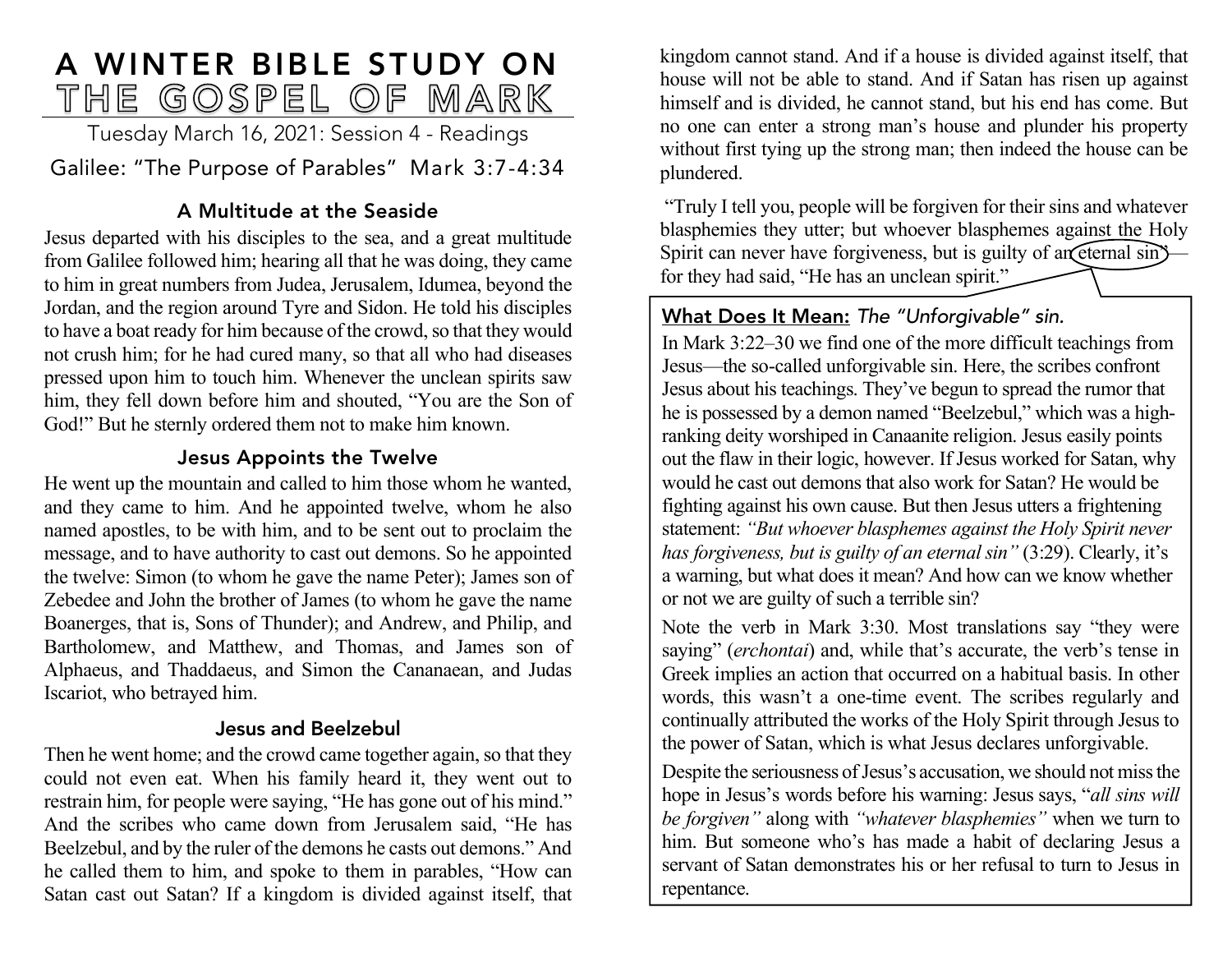# A WINTER BIBLE STUDY ON THE GOSPEL OF MARK

Tuesday March 16, 2021: Session 4 - Readings

Galilee: "The Purpose of Parables" Mark 3:7-4:34

### A Multitude at the Seaside

Jesus departed with his disciples to the sea, and a great multitude from Galilee followed him; hearing all that he was doing, they came to him in great numbers from Judea, Jerusalem, Idumea, beyond the Jordan, and the region around Tyre and Sidon. He told his disciples to have a boat ready for him because of the crowd, so that they would not crush him; for he had cured many, so that all who had diseases pressed upon him to touch him. Whenever the unclean spirits saw him, they fell down before him and shouted, "You are the Son of God!" But he sternly ordered them not to make him known.

### Jesus Appoints the Twelve

He went up the mountain and called to him those whom he wanted, and they came to him. And he appointed twelve, whom he also named apostles, to be with him, and to be sent out to proclaim the message, and to have authority to cast out demons. So he appointed the twelve: Simon (to whom he gave the name Peter); James son of Zebedee and John the brother of James (to whom he gave the name Boanerges, that is, Sons of Thunder); and Andrew, and Philip, and Bartholomew, and Matthew, and Thomas, and James son of Alphaeus, and Thaddaeus, and Simon the Cananaean, and Judas Iscariot, who betrayed him.

### Jesus and Beelzebul

Then he went home; and the crowd came together again, so that they could not even eat. When his family heard it, they went out to restrain him, for people were saying, "He has gone out of his mind." And the scribes who came down from Jerusalem said, "He has Beelzebul, and by the ruler of the demons he casts out demons." And he called them to him, and spoke to them in parables, "How can Satan cast out Satan? If a kingdom is divided against itself, that kingdom cannot stand. And if a house is divided against itself, that house will not be able to stand. And if Satan has risen up against himself and is divided, he cannot stand, but his end has come. But no one can enter a strong man's house and plunder his property without first tying up the strong man; then indeed the house can be plundered.

"Truly I tell you, people will be forgiven for their sins and whatever blasphemies they utter; but whoever blasphemes against the Holy Spirit can never have forgiveness, but is guilty of an eternal sin"— for they had said, "He has an unclean spirit."

**What Does It Mean:** *The "Unforgivable" sin.*

In Mark 3:22–30 we find one of the more difficult teachings from Jesus—the so-called unforgivable sin. Here, the scribes confront Jesus about his teachings. They've begun to spread the rumor that he is possessed by a demon named "Beelzebul," which was a high-ranking deity worshiped in Canaanite religion. Jesus easily points out the flaw in their logic, however. If Jesus worked for Satan, why would he cast out demons that also work for Satan? He would be fighting against his own cause. But then Jesus utters a frightening statement: *"But whoever blasphemes against the Holy Spirit never has forgiveness, but is guilty of an eternal sin"* (3:29). Clearly, it's a warning, but what does it mean? And how can we know whether or not we are guilty of such a terrible sin?

Note the verb in Mark 3:30. Most translations say "they were saying" (*erchontai*) and, while that's accurate, the verb's tense in Greek implies an action that occurred on a habitual basis. In other words, this wasn't a one-time event. The scribes regularly and continually attributed the works of the Holy Spirit through Jesus to the power of Satan, which is what Jesus declares unforgivable.

Despite the seriousness of Jesus's accusation, we should not miss the hope in Jesus's words before his warning: Jesus says, "*all sins will be forgiven"* along with *"whatever blasphemies"* when we turn to him. But someone who's has made a habit of declaring Jesus a servant of Satan demonstrates his or her refusal to turn to Jesus in repentance.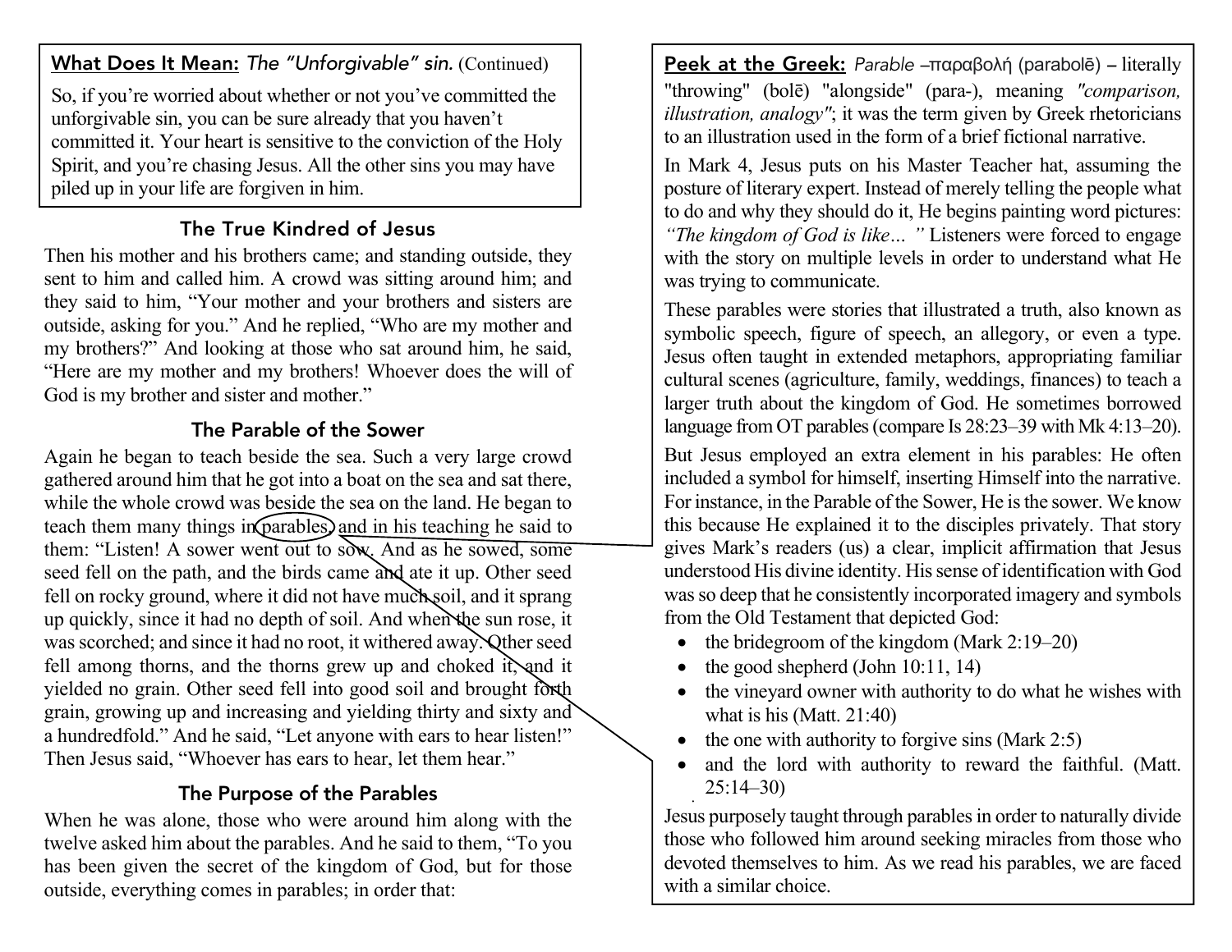**What Does It Mean:** *The "Unforgivable" sin.* (Continued)

So, if you're worried about whether or not you've committed the unforgivable sin, you can be sure already that you haven't committed it. Your heart is sensitive to the conviction of the Holy Spirit, and you're chasing Jesus. All the other sins you may have piled up in your life are forgiven in him.

### The True Kindred of Jesus

Then his mother and his brothers came; and standing outside, they sent to him and called him. A crowd was sitting around him; and they said to him, "Your mother and your brothers and sisters are outside, asking for you." And he replied, "Who are my mother and my brothers?" And looking at those who sat around him, he said, "Here are my mother and my brothers! Whoever does the will of God is my brother and sister and mother."

### The Parable of the Sower

Again he began to teach beside the sea. Such a very large crowd gathered around him that he got into a boat on the sea and sat there, while the whole crowd was beside the sea on the land. He began to teach them many things in parables, and in his teaching he said to them: "Listen! A sower went out to sow. And as he sowed, some seed fell on the path, and the birds came and ate it up. Other seed fell on rocky ground, where it did not have much soil, and it sprang up quickly, since it had no depth of soil. And when the sun rose, it was scorched; and since it had no root, it withered away. Other seed fell among thorns, and the thorns grew up and choked it, and it yielded no grain. Other seed fell into good soil and brought forth grain, growing up and increasing and yielding thirty and sixty and a hundredfold." And he said, "Let anyone with ears to hear listen!" Then Jesus said, "Whoever has ears to hear, let them hear."

### The Purpose of the Parables

When he was alone, those who were around him along with the twelve asked him about the parables. And he said to them, "To you has been given the secret of the kingdom of God, but for those outside, everything comes in parables; in order that:

**Peek at the Greek:** *Parable* –παραβολή (parabolē) – literally "throwing" (bolē) "alongside" (para-), meaning *"comparison, illustration, analogy"*; it was the term given by Greek rhetoricians to an illustration used in the form of a brief fictional narrative.

In Mark 4, Jesus puts on his Master Teacher hat, assuming the posture of literary expert. Instead of merely telling the people what to do and why they should do it, He begins painting word pictures: *"The kingdom of God is like… "* Listeners were forced to engage with the story on multiple levels in order to understand what He was trying to communicate.

These parables were stories that illustrated a truth, also known as symbolic speech, figure of speech, an allegory, or even a type. Jesus often taught in extended metaphors, appropriating familiar cultural scenes (agriculture, family, weddings, finances) to teach a larger truth about the kingdom of God. He sometimes borrowed language from OT parables (compare Is 28:23–39 with Mk 4:13–20).

But Jesus employed an extra element in his parables: He often included a symbol for himself, inserting Himself into the narrative. For instance, in the Parable of the Sower, He is the sower. We know this because He explained it to the disciples privately. That story gives Mark's readers (us) a clear, implicit affirmation that Jesus understood His divine identity. His sense of identification with God was so deep that he consistently incorporated imagery and symbols from the Old Testament that depicted God:

- the bridegroom of the kingdom (Mark 2:19–20)
- the good shepherd (John 10:11, 14)
- the vineyard owner with authority to do what he wishes with what is his (Matt. 21:40)
- the one with authority to forgive sins (Mark 2:5)
- and the lord with authority to reward the faithful. (Matt. 25:14–30)

Jesus purposely taught through parables in order to naturally divide those who followed him around seeking miracles from those who devoted themselves to him. As we read his parables, we are faced with a similar choice.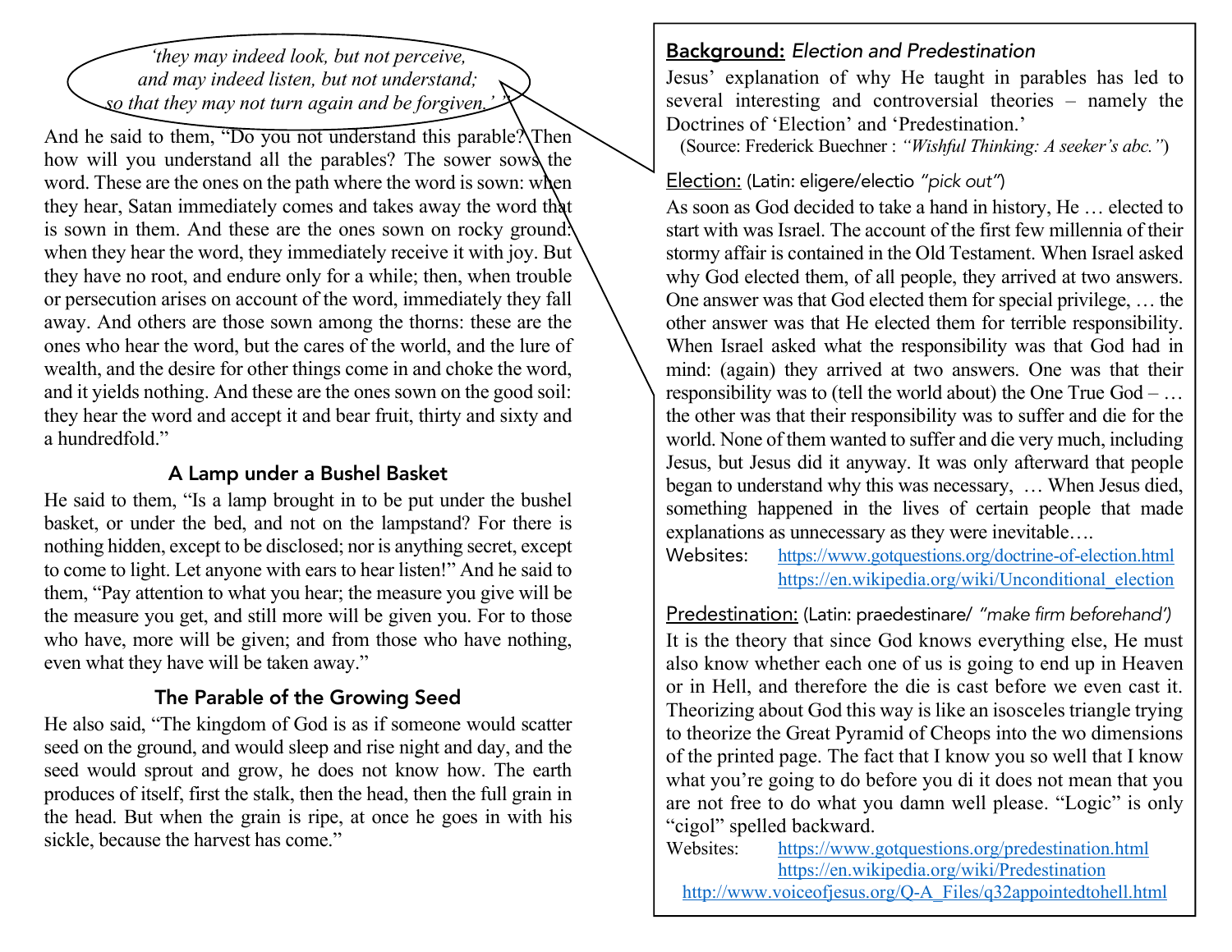*'they may indeed look, but not perceive,*
*and may indeed listen, but not understand;*
*so that they may not turn again and be forgiven.' "*

And he said to them, "Do you not understand this parable? Then how will you understand all the parables? The sower sows the word. These are the ones on the path where the word is sown: when they hear, Satan immediately comes and takes away the word that is sown in them. And these are the ones sown on rocky ground: when they hear the word, they immediately receive it with joy. But they have no root, and endure only for a while; then, when trouble or persecution arises on account of the word, immediately they fall away. And others are those sown among the thorns: these are the ones who hear the word, but the cares of the world, and the lure of wealth, and the desire for other things come in and choke the word, and it yields nothing. And these are the ones sown on the good soil: they hear the word and accept it and bear fruit, thirty and sixty and a hundredfold."

### A Lamp under a Bushel Basket

He said to them, "Is a lamp brought in to be put under the bushel basket, or under the bed, and not on the lampstand? For there is nothing hidden, except to be disclosed; nor is anything secret, except to come to light. Let anyone with ears to hear listen!" And he said to them, "Pay attention to what you hear; the measure you give will be the measure you get, and still more will be given you. For to those who have, more will be given; and from those who have nothing, even what they have will be taken away."

### The Parable of the Growing Seed

He also said, "The kingdom of God is as if someone would scatter seed on the ground, and would sleep and rise night and day, and the seed would sprout and grow, he does not know how. The earth produces of itself, first the stalk, then the head, then the full grain in the head. But when the grain is ripe, at once he goes in with his sickle, because the harvest has come."

---

**Background:** *Election and Predestination*

Jesus' explanation of why He taught in parables has led to several interesting and controversial theories – namely the Doctrines of 'Election' and 'Predestination.'
(Source: Frederick Buechner : *"Wishful Thinking: A seeker's abc."*)

Election: (Latin: eligere/electio *"pick out"*)

As soon as God decided to take a hand in history, He … elected to start with was Israel. The account of the first few millennia of their stormy affair is contained in the Old Testament. When Israel asked why God elected them, of all people, they arrived at two answers. One answer was that God elected them for special privilege, … the other answer was that He elected them for terrible responsibility. When Israel asked what the responsibility was that God had in mind: (again) they arrived at two answers. One was that their responsibility was to (tell the world about) the One True God – … the other was that their responsibility was to suffer and die for the world. None of them wanted to suffer and die very much, including Jesus, but Jesus did it anyway. It was only afterward that people began to understand why this was necessary, … When Jesus died, something happened in the lives of certain people that made explanations as unnecessary as they were inevitable….

Websites: https://www.gotquestions.org/doctrine-of-election.html
https://en.wikipedia.org/wiki/Unconditional_election

Predestination: (Latin: praedestinare/ *"make firm beforehand')*

It is the theory that since God knows everything else, He must also know whether each one of us is going to end up in Heaven or in Hell, and therefore the die is cast before we even cast it. Theorizing about God this way is like an isosceles triangle trying to theorize the Great Pyramid of Cheops into the wo dimensions of the printed page. The fact that I know you so well that I know what you're going to do before you di it does not mean that you are not free to do what you damn well please. "Logic" is only "cigol" spelled backward.

Websites: https://www.gotquestions.org/predestination.html
https://en.wikipedia.org/wiki/Predestination
http://www.voiceofjesus.org/Q-A_Files/q32appointedtohell.html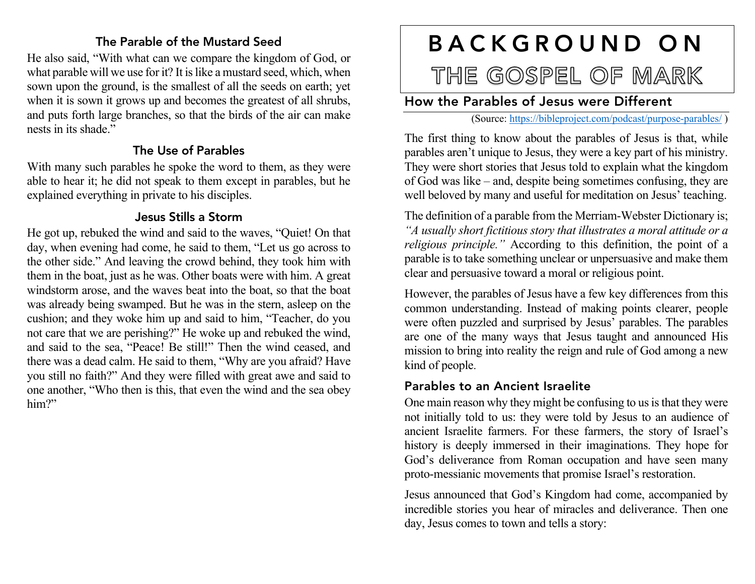### The Parable of the Mustard Seed

He also said, "With what can we compare the kingdom of God, or what parable will we use for it? It is like a mustard seed, which, when sown upon the ground, is the smallest of all the seeds on earth; yet when it is sown it grows up and becomes the greatest of all shrubs, and puts forth large branches, so that the birds of the air can make nests in its shade."

### The Use of Parables

With many such parables he spoke the word to them, as they were able to hear it; he did not speak to them except in parables, but he explained everything in private to his disciples.

### Jesus Stills a Storm

He got up, rebuked the wind and said to the waves, "Quiet! On that day, when evening had come, he said to them, "Let us go across to the other side." And leaving the crowd behind, they took him with them in the boat, just as he was. Other boats were with him. A great windstorm arose, and the waves beat into the boat, so that the boat was already being swamped. But he was in the stern, asleep on the cushion; and they woke him up and said to him, "Teacher, do you not care that we are perishing?" He woke up and rebuked the wind, and said to the sea, "Peace! Be still!" Then the wind ceased, and there was a dead calm. He said to them, "Why are you afraid? Have you still no faith?" And they were filled with great awe and said to one another, "Who then is this, that even the wind and the sea obey him?"

# BACKGROUND ON THE GOSPEL OF MARK

## How the Parables of Jesus were Different

(Source: https://bibleproject.com/podcast/purpose-parables/ )

The first thing to know about the parables of Jesus is that, while parables aren't unique to Jesus, they were a key part of his ministry. They were short stories that Jesus told to explain what the kingdom of God was like – and, despite being sometimes confusing, they are well beloved by many and useful for meditation on Jesus' teaching.

The definition of a parable from the Merriam-Webster Dictionary is; *"A usually short fictitious story that illustrates a moral attitude or a religious principle."* According to this definition, the point of a parable is to take something unclear or unpersuasive and make them clear and persuasive toward a moral or religious point.

However, the parables of Jesus have a few key differences from this common understanding. Instead of making points clearer, people were often puzzled and surprised by Jesus' parables. The parables are one of the many ways that Jesus taught and announced His mission to bring into reality the reign and rule of God among a new kind of people.

### Parables to an Ancient Israelite

One main reason why they might be confusing to us is that they were not initially told to us: they were told by Jesus to an audience of ancient Israelite farmers. For these farmers, the story of Israel's history is deeply immersed in their imaginations. They hope for God's deliverance from Roman occupation and have seen many proto-messianic movements that promise Israel's restoration.

Jesus announced that God's Kingdom had come, accompanied by incredible stories you hear of miracles and deliverance. Then one day, Jesus comes to town and tells a story: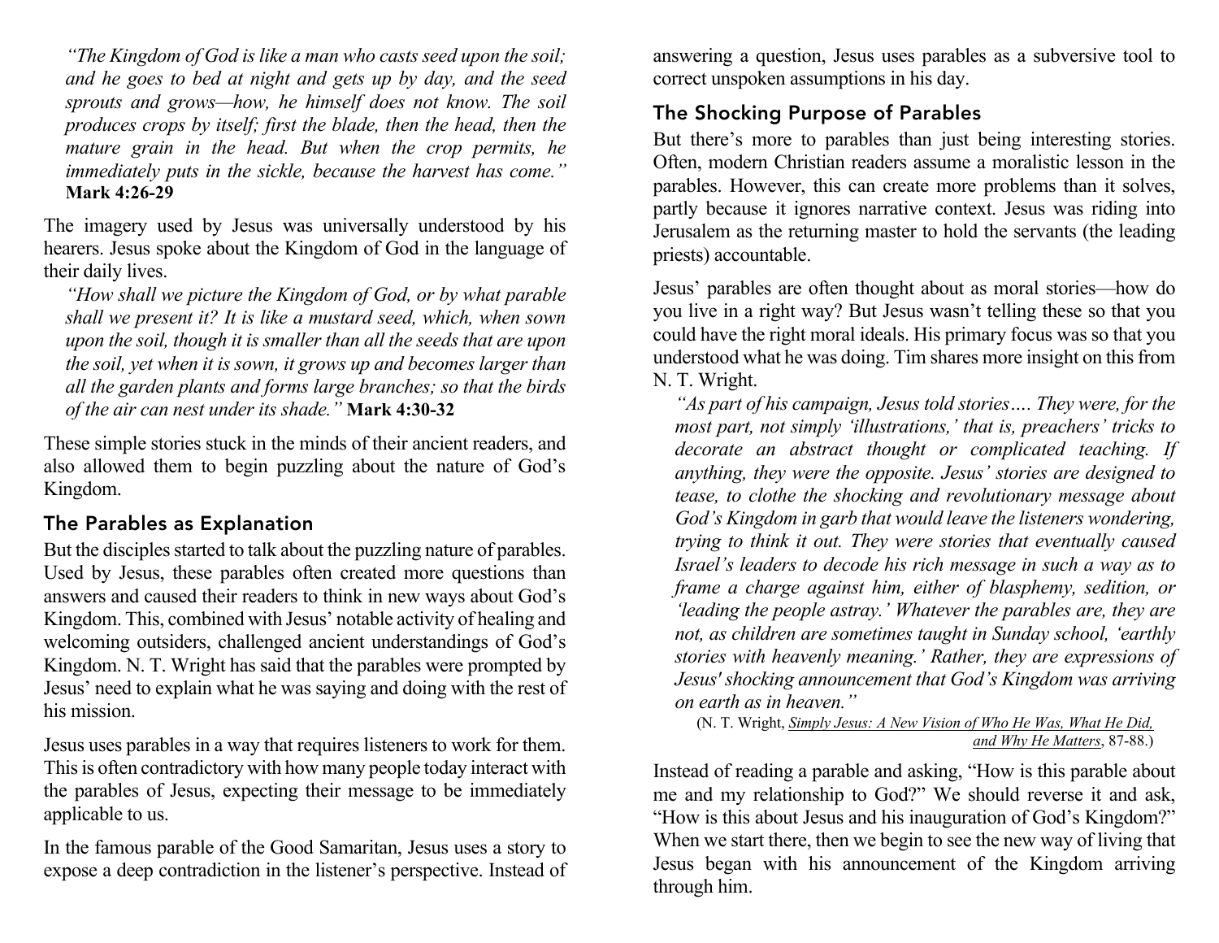*"The Kingdom of God is like a man who casts seed upon the soil; and he goes to bed at night and gets up by day, and the seed sprouts and grows—how, he himself does not know. The soil produces crops by itself; first the blade, then the head, then the mature grain in the head. But when the crop permits, he immediately puts in the sickle, because the harvest has come."* **Mark 4:26-29**

The imagery used by Jesus was universally understood by his hearers. Jesus spoke about the Kingdom of God in the language of their daily lives.

*"How shall we picture the Kingdom of God, or by what parable shall we present it? It is like a mustard seed, which, when sown upon the soil, though it is smaller than all the seeds that are upon the soil, yet when it is sown, it grows up and becomes larger than all the garden plants and forms large branches; so that the birds of the air can nest under its shade."* **Mark 4:30-32**

These simple stories stuck in the minds of their ancient readers, and also allowed them to begin puzzling about the nature of God's Kingdom.

## The Parables as Explanation

But the disciples started to talk about the puzzling nature of parables. Used by Jesus, these parables often created more questions than answers and caused their readers to think in new ways about God's Kingdom. This, combined with Jesus' notable activity of healing and welcoming outsiders, challenged ancient understandings of God's Kingdom. N. T. Wright has said that the parables were prompted by Jesus' need to explain what he was saying and doing with the rest of his mission.

Jesus uses parables in a way that requires listeners to work for them. This is often contradictory with how many people today interact with the parables of Jesus, expecting their message to be immediately applicable to us.

In the famous parable of the Good Samaritan, Jesus uses a story to expose a deep contradiction in the listener's perspective. Instead of answering a question, Jesus uses parables as a subversive tool to correct unspoken assumptions in his day.

## The Shocking Purpose of Parables

But there's more to parables than just being interesting stories. Often, modern Christian readers assume a moralistic lesson in the parables. However, this can create more problems than it solves, partly because it ignores narrative context. Jesus was riding into Jerusalem as the returning master to hold the servants (the leading priests) accountable.

Jesus' parables are often thought about as moral stories—how do you live in a right way? But Jesus wasn't telling these so that you could have the right moral ideals. His primary focus was so that you understood what he was doing. Tim shares more insight on this from N. T. Wright.

*"As part of his campaign, Jesus told stories…. They were, for the most part, not simply 'illustrations,' that is, preachers' tricks to decorate an abstract thought or complicated teaching. If anything, they were the opposite. Jesus' stories are designed to tease, to clothe the shocking and revolutionary message about God's Kingdom in garb that would leave the listeners wondering, trying to think it out. They were stories that eventually caused Israel's leaders to decode his rich message in such a way as to frame a charge against him, either of blasphemy, sedition, or 'leading the people astray.' Whatever the parables are, they are not, as children are sometimes taught in Sunday school, 'earthly stories with heavenly meaning.' Rather, they are expressions of Jesus' shocking announcement that God's Kingdom was arriving on earth as in heaven."*

(N. T. Wright, *Simply Jesus: A New Vision of Who He Was, What He Did, and Why He Matters*, 87-88.)

Instead of reading a parable and asking, "How is this parable about me and my relationship to God?" We should reverse it and ask, "How is this about Jesus and his inauguration of God's Kingdom?" When we start there, then we begin to see the new way of living that Jesus began with his announcement of the Kingdom arriving through him.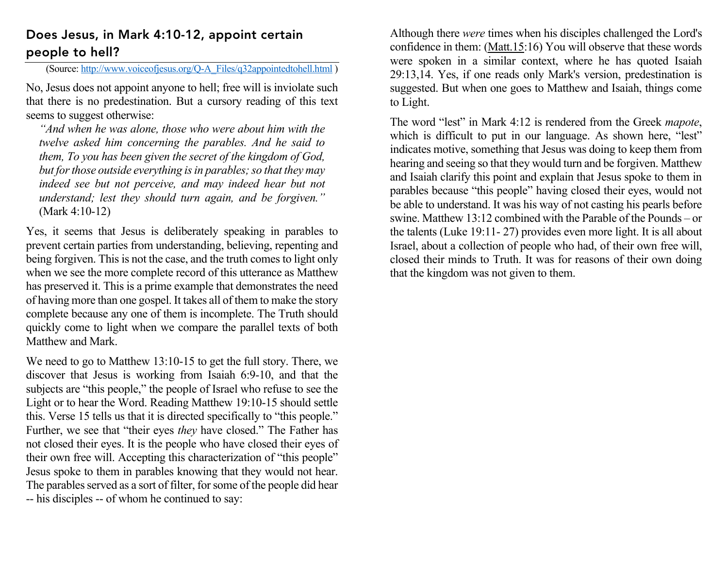## Does Jesus, in Mark 4:10-12, appoint certain people to hell?

(Source: http://www.voiceofjesus.org/Q-A_Files/q32appointedtohell.html )

No, Jesus does not appoint anyone to hell; free will is inviolate such that there is no predestination. But a cursory reading of this text seems to suggest otherwise:

> *"And when he was alone, those who were about him with the twelve asked him concerning the parables. And he said to them, To you has been given the secret of the kingdom of God, but for those outside everything is in parables; so that they may indeed see but not perceive, and may indeed hear but not understand; lest they should turn again, and be forgiven."* (Mark 4:10-12)

Yes, it seems that Jesus is deliberately speaking in parables to prevent certain parties from understanding, believing, repenting and being forgiven. This is not the case, and the truth comes to light only when we see the more complete record of this utterance as Matthew has preserved it. This is a prime example that demonstrates the need of having more than one gospel. It takes all of them to make the story complete because any one of them is incomplete. The Truth should quickly come to light when we compare the parallel texts of both Matthew and Mark.

We need to go to Matthew 13:10-15 to get the full story. There, we discover that Jesus is working from Isaiah 6:9-10, and that the subjects are "this people," the people of Israel who refuse to see the Light or to hear the Word. Reading Matthew 19:10-15 should settle this. Verse 15 tells us that it is directed specifically to "this people." Further, we see that "their eyes *they* have closed." The Father has not closed their eyes. It is the people who have closed their eyes of their own free will. Accepting this characterization of "this people" Jesus spoke to them in parables knowing that they would not hear. The parables served as a sort of filter, for some of the people did hear -- his disciples -- of whom he continued to say:

Although there *were* times when his disciples challenged the Lord's confidence in them: (Matt.15:16) You will observe that these words were spoken in a similar context, where he has quoted Isaiah 29:13,14. Yes, if one reads only Mark's version, predestination is suggested. But when one goes to Matthew and Isaiah, things come to Light.

The word "lest" in Mark 4:12 is rendered from the Greek *mapote*, which is difficult to put in our language. As shown here, "lest" indicates motive, something that Jesus was doing to keep them from hearing and seeing so that they would turn and be forgiven. Matthew and Isaiah clarify this point and explain that Jesus spoke to them in parables because "this people" having closed their eyes, would not be able to understand. It was his way of not casting his pearls before swine. Matthew 13:12 combined with the Parable of the Pounds – or the talents (Luke 19:11- 27) provides even more light. It is all about Israel, about a collection of people who had, of their own free will, closed their minds to Truth. It was for reasons of their own doing that the kingdom was not given to them.